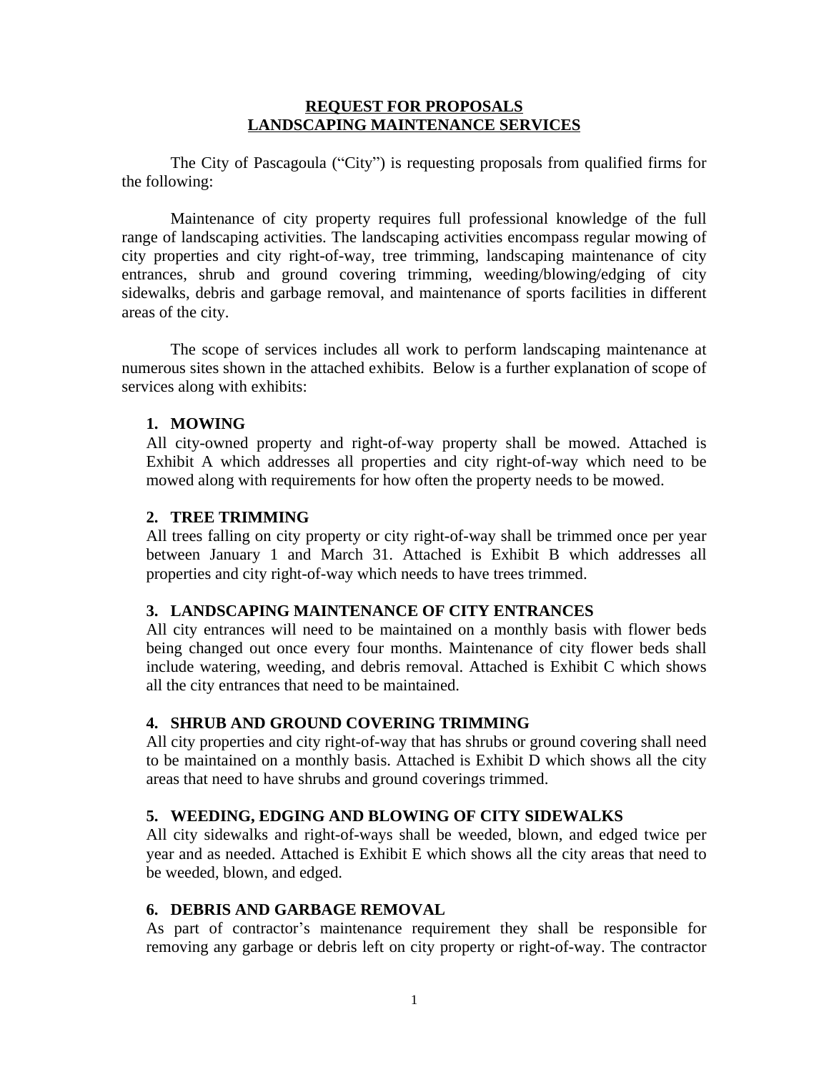# REQUEST FOR PROPOSALS
# LANDSCAPING MAINTENANCE SERVICES

The City of Pascagoula ("City") is requesting proposals from qualified firms for the following:

Maintenance of city property requires full professional knowledge of the full range of landscaping activities. The landscaping activities encompass regular mowing of city properties and city right-of-way, tree trimming, landscaping maintenance of city entrances, shrub and ground covering trimming, weeding/blowing/edging of city sidewalks, debris and garbage removal, and maintenance of sports facilities in different areas of the city.

The scope of services includes all work to perform landscaping maintenance at numerous sites shown in the attached exhibits. Below is a further explanation of scope of services along with exhibits:

### 1. MOWING

All city-owned property and right-of-way property shall be mowed. Attached is Exhibit A which addresses all properties and city right-of-way which need to be mowed along with requirements for how often the property needs to be mowed.

### 2. TREE TRIMMING

All trees falling on city property or city right-of-way shall be trimmed once per year between January 1 and March 31. Attached is Exhibit B which addresses all properties and city right-of-way which needs to have trees trimmed.

### 3. LANDSCAPING MAINTENANCE OF CITY ENTRANCES

All city entrances will need to be maintained on a monthly basis with flower beds being changed out once every four months. Maintenance of city flower beds shall include watering, weeding, and debris removal. Attached is Exhibit C which shows all the city entrances that need to be maintained.

### 4. SHRUB AND GROUND COVERING TRIMMING

All city properties and city right-of-way that has shrubs or ground covering shall need to be maintained on a monthly basis. Attached is Exhibit D which shows all the city areas that need to have shrubs and ground coverings trimmed.

### 5. WEEDING, EDGING AND BLOWING OF CITY SIDEWALKS

All city sidewalks and right-of-ways shall be weeded, blown, and edged twice per year and as needed. Attached is Exhibit E which shows all the city areas that need to be weeded, blown, and edged.

### 6. DEBRIS AND GARBAGE REMOVAL

As part of contractor's maintenance requirement they shall be responsible for removing any garbage or debris left on city property or right-of-way. The contractor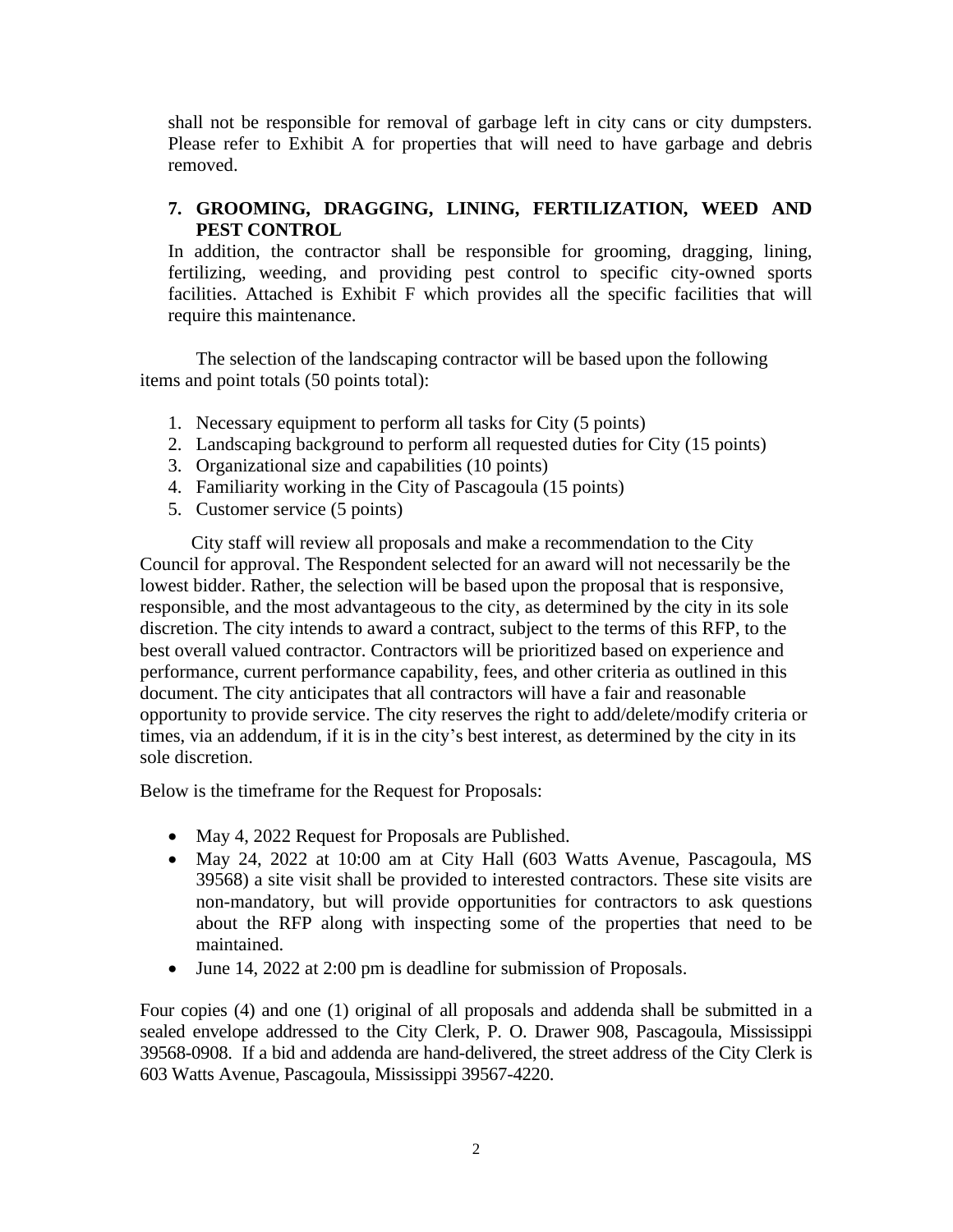shall not be responsible for removal of garbage left in city cans or city dumpsters. Please refer to Exhibit A for properties that will need to have garbage and debris removed.

7. **GROOMING, DRAGGING, LINING, FERTILIZATION, WEED AND PEST CONTROL**

In addition, the contractor shall be responsible for grooming, dragging, lining, fertilizing, weeding, and providing pest control to specific city-owned sports facilities. Attached is Exhibit F which provides all the specific facilities that will require this maintenance.

The selection of the landscaping contractor will be based upon the following items and point totals (50 points total):

1. Necessary equipment to perform all tasks for City (5 points)
2. Landscaping background to perform all requested duties for City (15 points)
3. Organizational size and capabilities (10 points)
4. Familiarity working in the City of Pascagoula (15 points)
5. Customer service (5 points)

City staff will review all proposals and make a recommendation to the City Council for approval. The Respondent selected for an award will not necessarily be the lowest bidder. Rather, the selection will be based upon the proposal that is responsive, responsible, and the most advantageous to the city, as determined by the city in its sole discretion. The city intends to award a contract, subject to the terms of this RFP, to the best overall valued contractor. Contractors will be prioritized based on experience and performance, current performance capability, fees, and other criteria as outlined in this document. The city anticipates that all contractors will have a fair and reasonable opportunity to provide service. The city reserves the right to add/delete/modify criteria or times, via an addendum, if it is in the city's best interest, as determined by the city in its sole discretion.

Below is the timeframe for the Request for Proposals:

- May 4, 2022 Request for Proposals are Published.
- May 24, 2022 at 10:00 am at City Hall (603 Watts Avenue, Pascagoula, MS 39568) a site visit shall be provided to interested contractors. These site visits are non-mandatory, but will provide opportunities for contractors to ask questions about the RFP along with inspecting some of the properties that need to be maintained.
- June 14, 2022 at 2:00 pm is deadline for submission of Proposals.

Four copies (4) and one (1) original of all proposals and addenda shall be submitted in a sealed envelope addressed to the City Clerk, P. O. Drawer 908, Pascagoula, Mississippi 39568-0908. If a bid and addenda are hand-delivered, the street address of the City Clerk is 603 Watts Avenue, Pascagoula, Mississippi 39567-4220.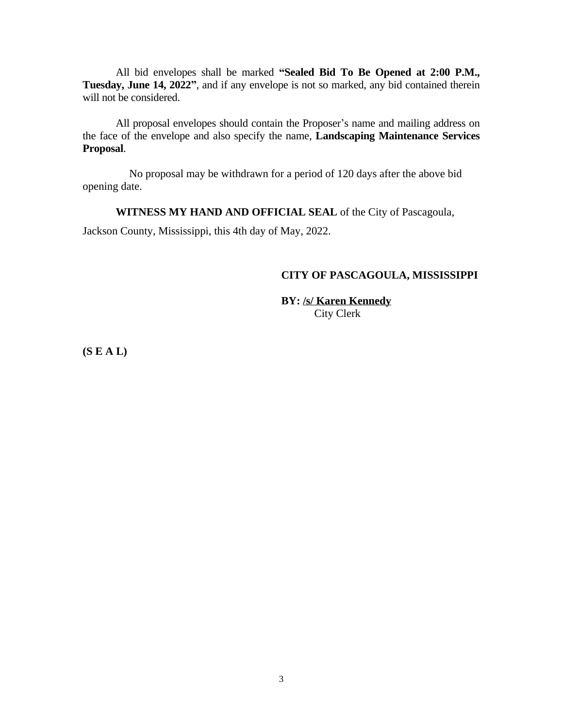All bid envelopes shall be marked **"Sealed Bid To Be Opened at 2:00 P.M., Tuesday, June 14, 2022"**, and if any envelope is not so marked, any bid contained therein will not be considered.

All proposal envelopes should contain the Proposer's name and mailing address on the face of the envelope and also specify the name, **Landscaping Maintenance Services Proposal**.

No proposal may be withdrawn for a period of 120 days after the above bid opening date.

**WITNESS MY HAND AND OFFICIAL SEAL** of the City of Pascagoula, Jackson County, Mississippi, this 4th day of May, 2022.

**CITY OF PASCAGOULA, MISSISSIPPI**

**BY: /s/ Karen Kennedy**
City Clerk

**(S E A L)**